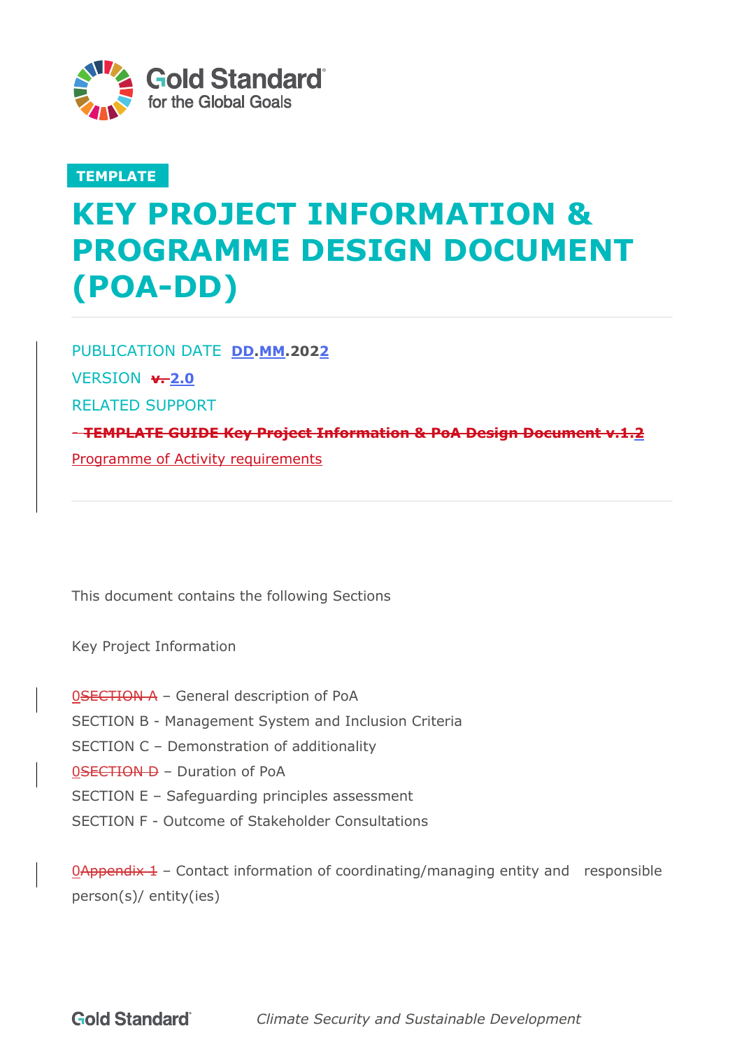TEMPLATE

# KEY PROJECT INFORMATION & PROGRAMME DESIGN DOCUMENT (POA-DD)

PUBLICATION DATE **DD.MM.2022**

VERSION ~~v.~~ **2.0**

RELATED SUPPORT

~~- TEMPLATE GUIDE Key Project Information & PoA Design Document v.1.~~2

Programme of Activity requirements

This document contains the following Sections

Key Project Information

0~~SECTION A~~ – General description of PoA

SECTION B - Management System and Inclusion Criteria

SECTION C – Demonstration of additionality

0~~SECTION D~~ – Duration of PoA

SECTION E – Safeguarding principles assessment

SECTION F - Outcome of Stakeholder Consultations

0~~Appendix 1~~ – Contact information of coordinating/managing entity and responsible person(s)/ entity(ies)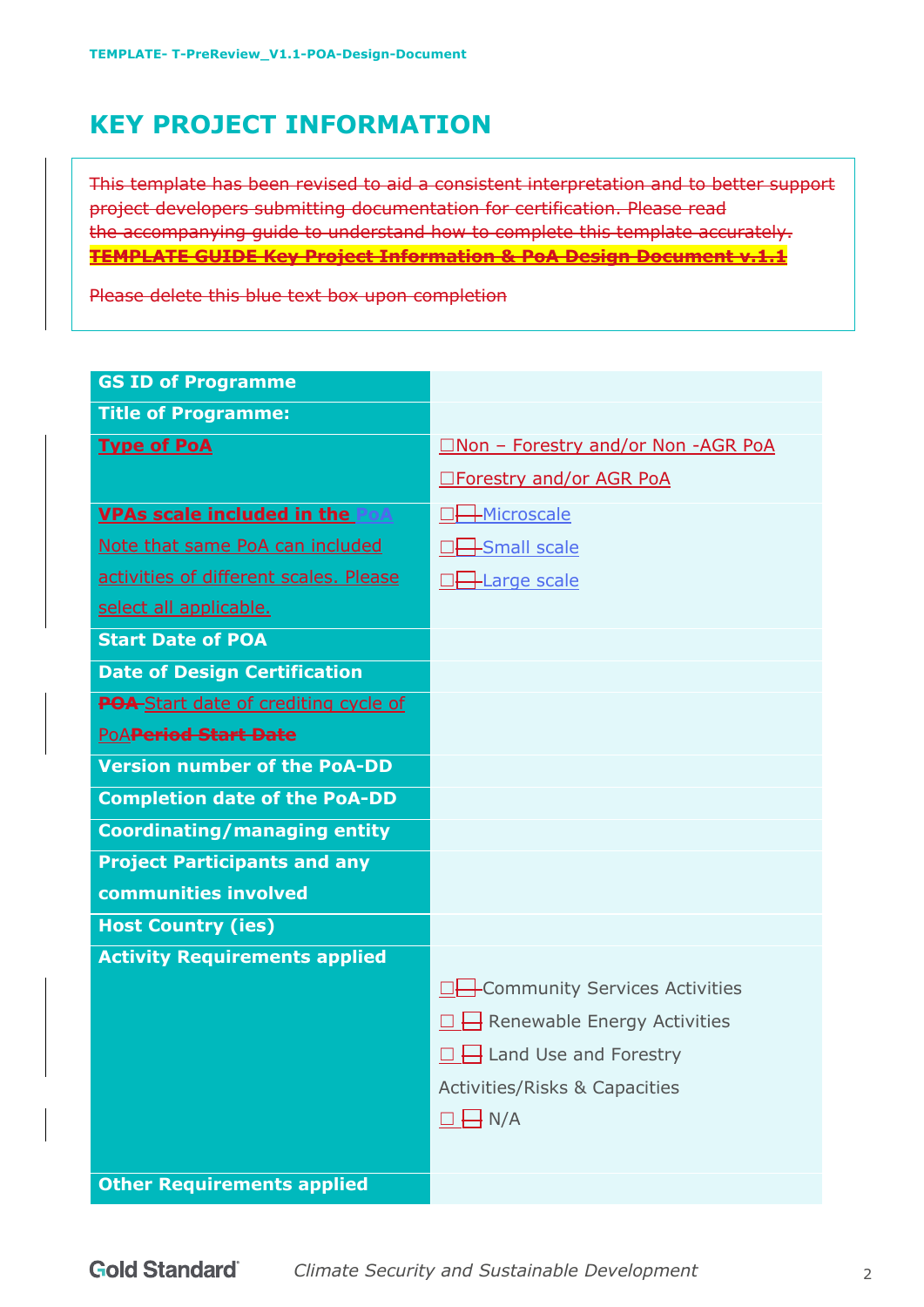# KEY PROJECT INFORMATION

This template has been revised to aid a consistent interpretation and to better support project developers submitting documentation for certification. Please read the accompanying guide to understand how to complete this template accurately. **TEMPLATE GUIDE Key Project Information & PoA Design Document v.1.1**

Please delete this blue text box upon completion

| | |
|---|---|
| **GS ID of Programme** | |
| **Title of Programme:** | |
| **Type of PoA** | ☐Non – Forestry and/or Non -AGR PoA<br>☐Forestry and/or AGR PoA |
| **VPAs scale included in the PoA**<br>Note that same PoA can included activities of different scales. Please select all applicable. | ☐☐ Microscale<br>☐☐ Small scale<br>☐☐ Large scale |
| **Start Date of POA** | |
| **Date of Design Certification** | |
| **POA Start date of crediting cycle of PoA Period Start Date** | |
| **Version number of the PoA-DD** | |
| **Completion date of the PoA-DD** | |
| **Coordinating/managing entity** | |
| **Project Participants and any communities involved** | |
| **Host Country (ies)** | |
| **Activity Requirements applied** | ☐☐ Community Services Activities<br>☐ ☐ Renewable Energy Activities<br>☐ ☐ Land Use and Forestry Activities/Risks & Capacities<br>☐ ☐ N/A |
| **Other Requirements applied** | |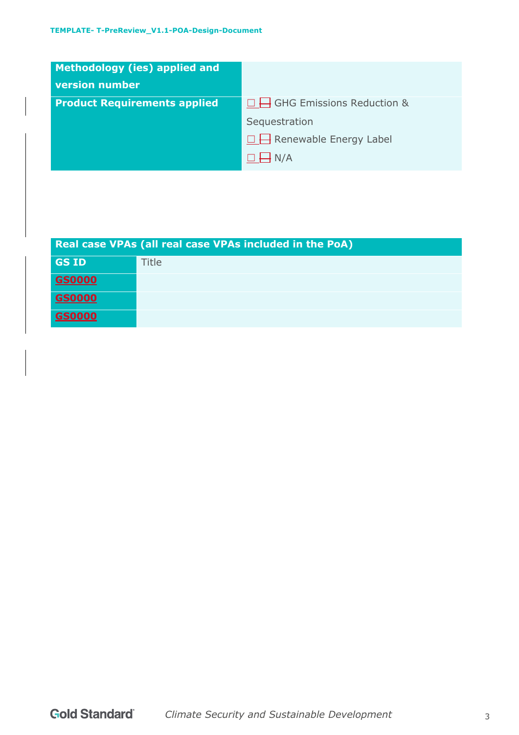| Methodology (ies) applied and version number | |
|---|---|
| Product Requirements applied | ☐ ☐ GHG Emissions Reduction & Sequestration<br>☐ ☐ Renewable Energy Label<br>☐ ☐ N/A |

| Real case VPAs (all real case VPAs included in the PoA) | |
|---|---|
| GS ID | Title |
| GS0000 | |
| GS0000 | |
| GS0000 | |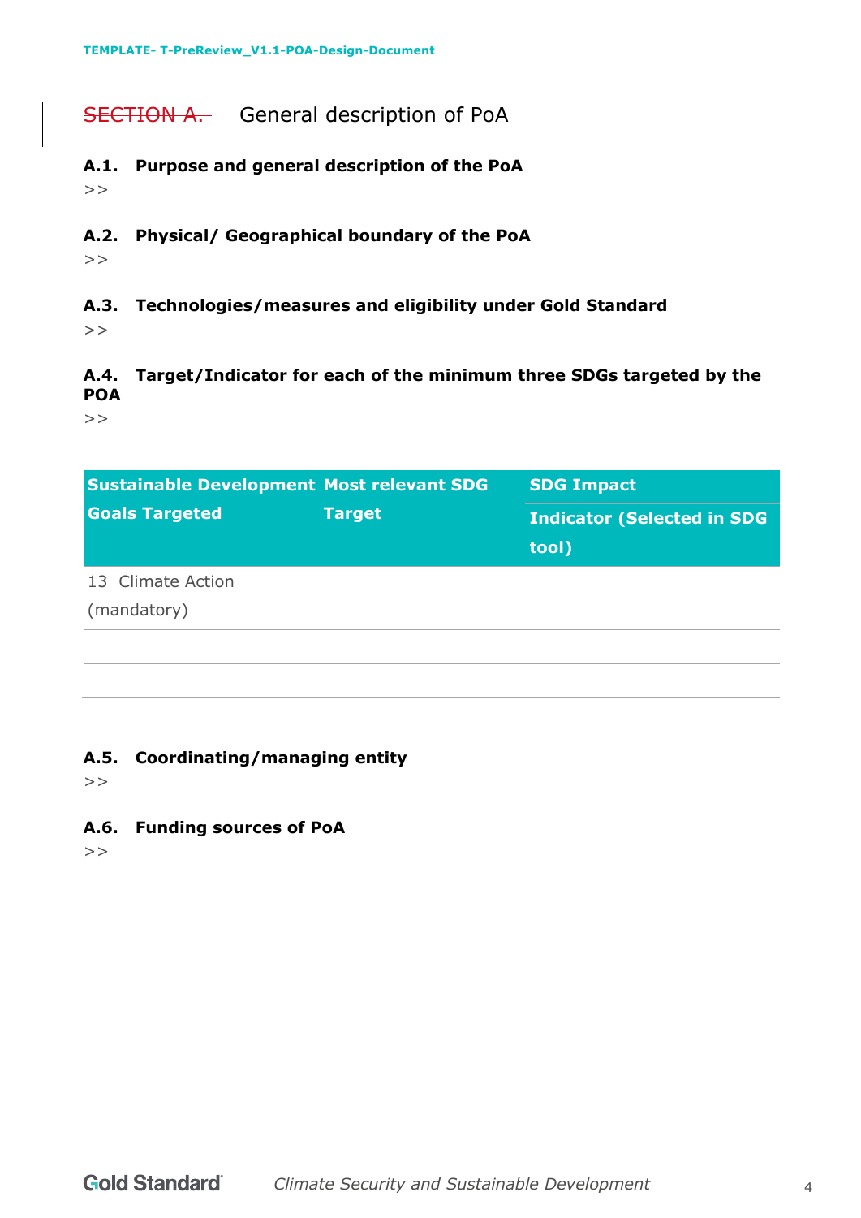# ~~SECTION A.~~ General description of PoA

### A.1. Purpose and general description of the PoA

>>

### A.2. Physical/ Geographical boundary of the PoA

>>

### A.3. Technologies/measures and eligibility under Gold Standard

>>

### A.4. Target/Indicator for each of the minimum three SDGs targeted by the POA

>>

| Sustainable Development Goals Targeted | Most relevant SDG Target | SDG Impact Indicator (Selected in SDG tool) |
|---|---|---|
| 13 Climate Action (mandatory) | | |
| | | |
| | | |

### A.5. Coordinating/managing entity

>>

### A.6. Funding sources of PoA

>>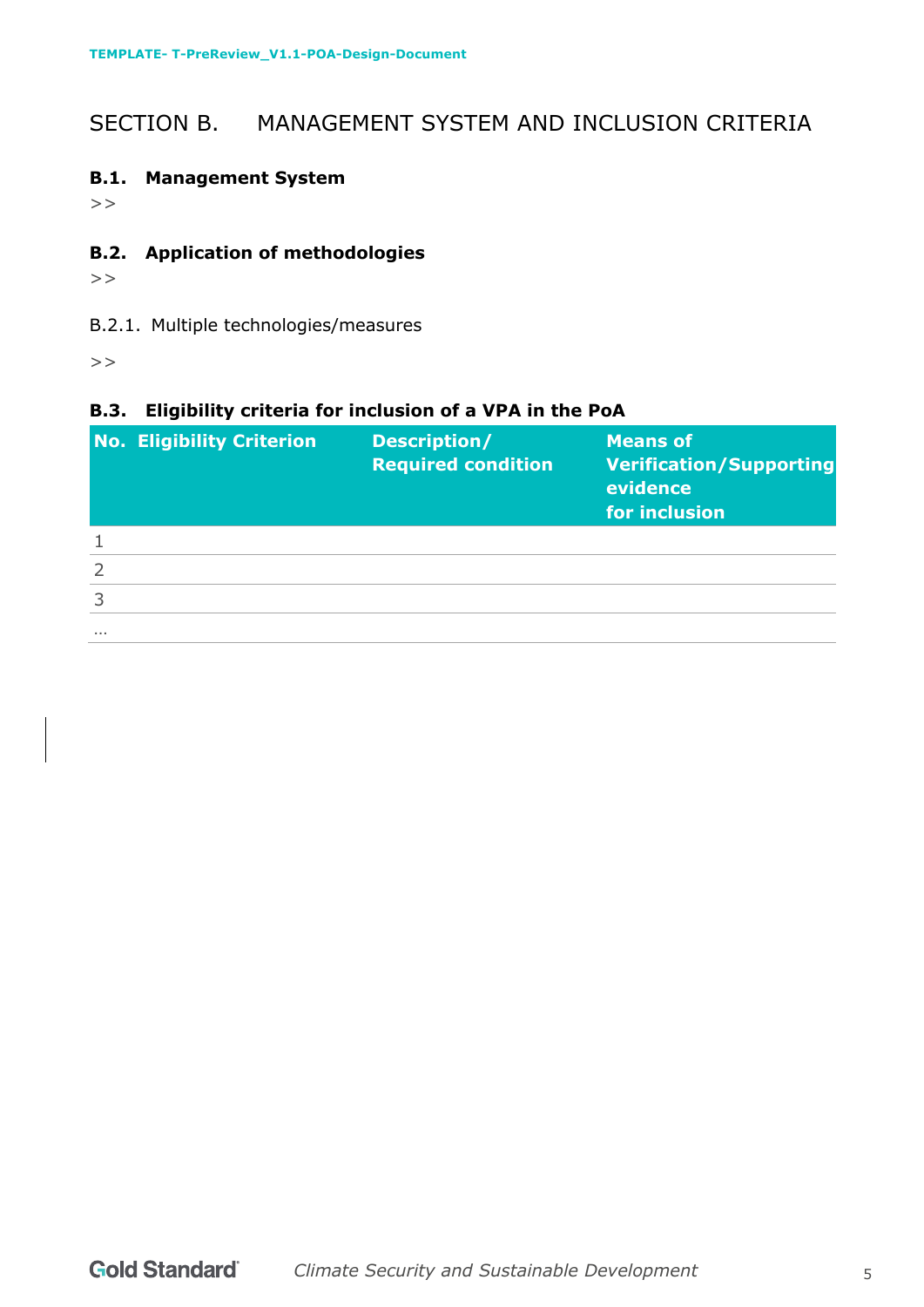# SECTION B. MANAGEMENT SYSTEM AND INCLUSION CRITERIA

### B.1. Management System

>>

### B.2. Application of methodologies

>>

B.2.1. Multiple technologies/measures

>>

### B.3. Eligibility criteria for inclusion of a VPA in the PoA

| No. | Eligibility Criterion | Description/ Required condition | Means of Verification/Supporting evidence for inclusion |
|---|---|---|---|
| 1 | | | |
| 2 | | | |
| 3 | | | |
| … | | | |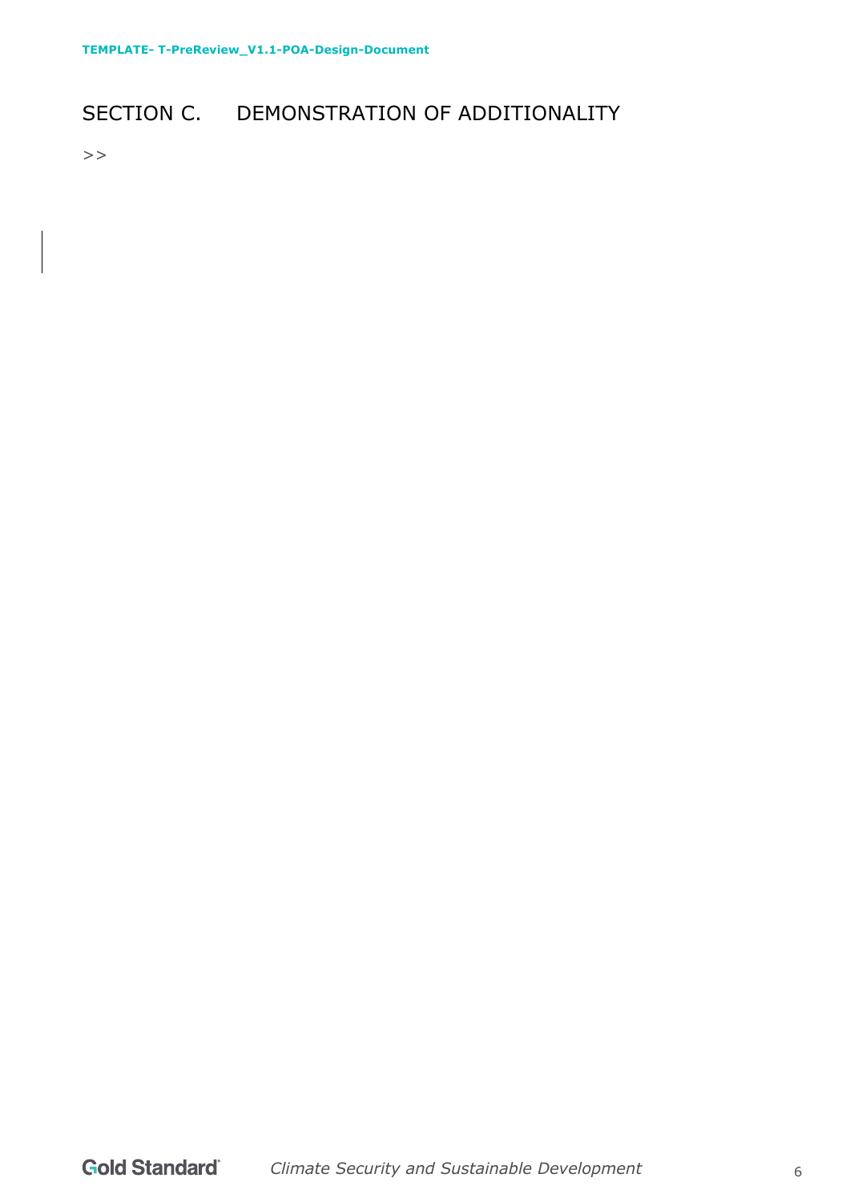# SECTION C. DEMONSTRATION OF ADDITIONALITY

>>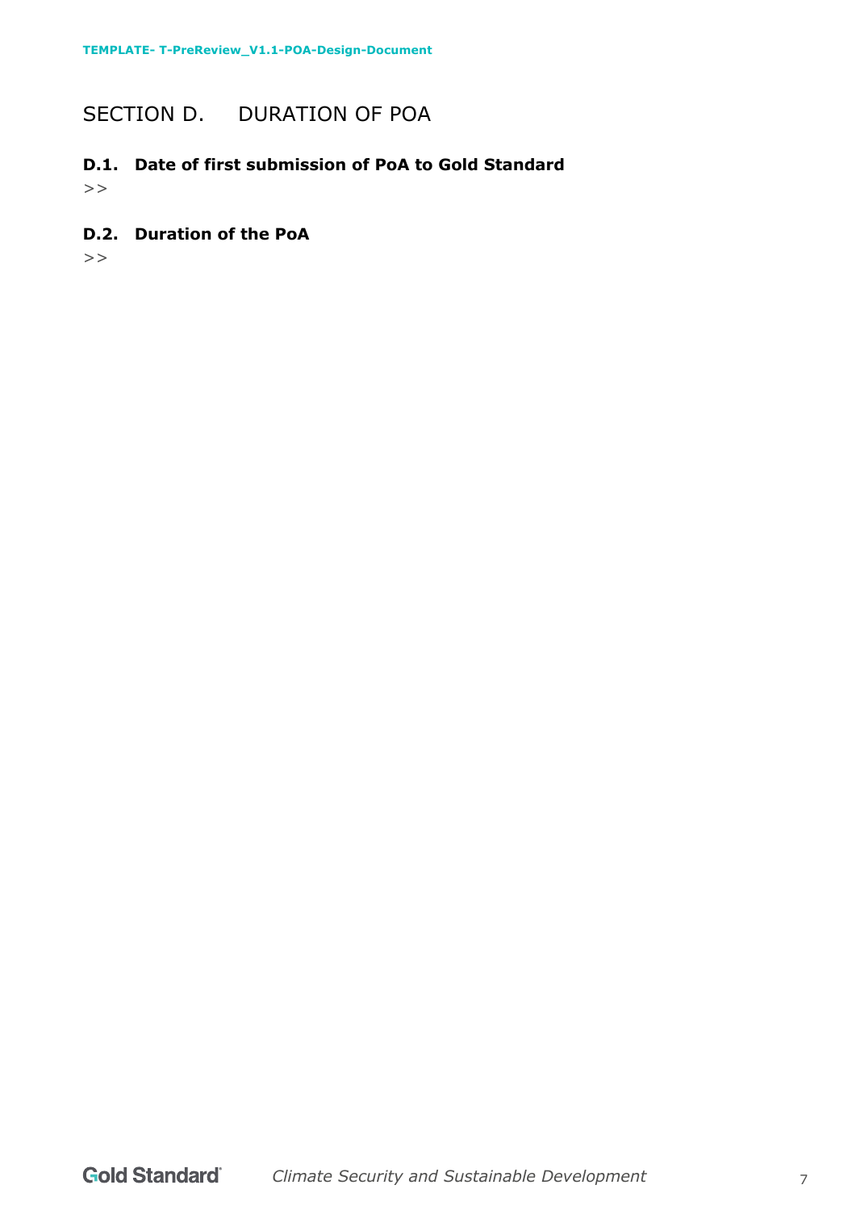# SECTION D. DURATION OF POA

### D.1. Date of first submission of PoA to Gold Standard

>>

### D.2. Duration of the PoA

>>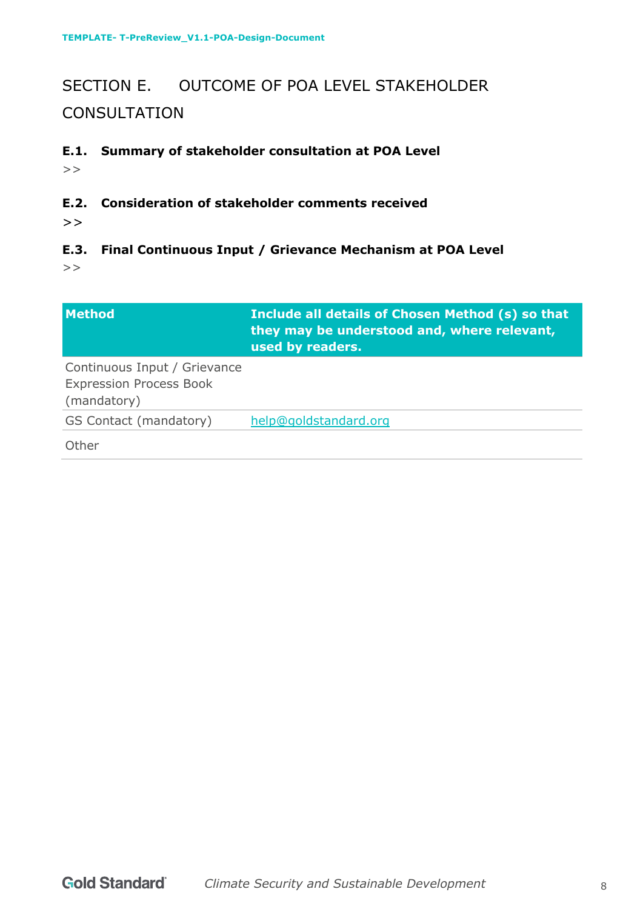# SECTION E. OUTCOME OF POA LEVEL STAKEHOLDER CONSULTATION

**E.1. Summary of stakeholder consultation at POA Level**

>>

**E.2. Consideration of stakeholder comments received**

>>

**E.3. Final Continuous Input / Grievance Mechanism at POA Level**

>>

| Method | Include all details of Chosen Method (s) so that they may be understood and, where relevant, used by readers. |
|---|---|
| Continuous Input / Grievance Expression Process Book (mandatory) | |
| GS Contact (mandatory) | help@goldstandard.org |
| Other | |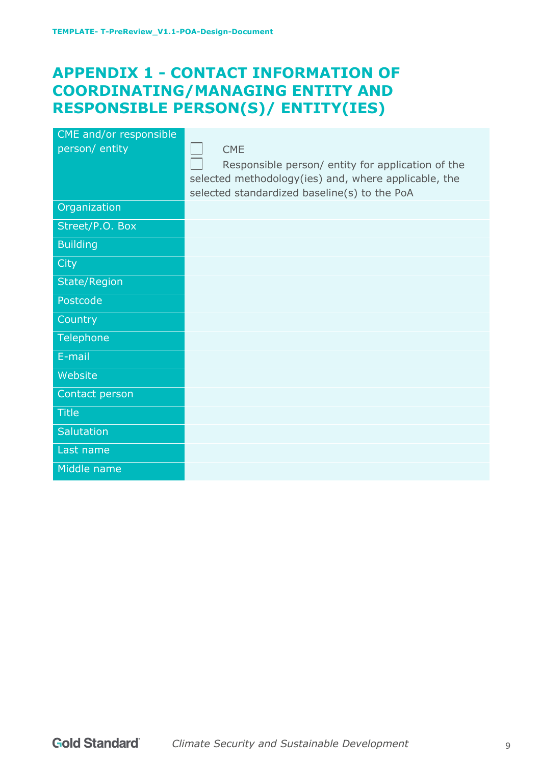# APPENDIX 1 - CONTACT INFORMATION OF COORDINATING/MANAGING ENTITY AND RESPONSIBLE PERSON(S)/ ENTITY(IES)

| CME and/or responsible person/ entity | ☐ CME<br>☐ Responsible person/ entity for application of the selected methodology(ies) and, where applicable, the selected standardized baseline(s) to the PoA |
|---|---|
| Organization | |
| Street/P.O. Box | |
| Building | |
| City | |
| State/Region | |
| Postcode | |
| Country | |
| Telephone | |
| E-mail | |
| Website | |
| Contact person | |
| Title | |
| Salutation | |
| Last name | |
| Middle name | |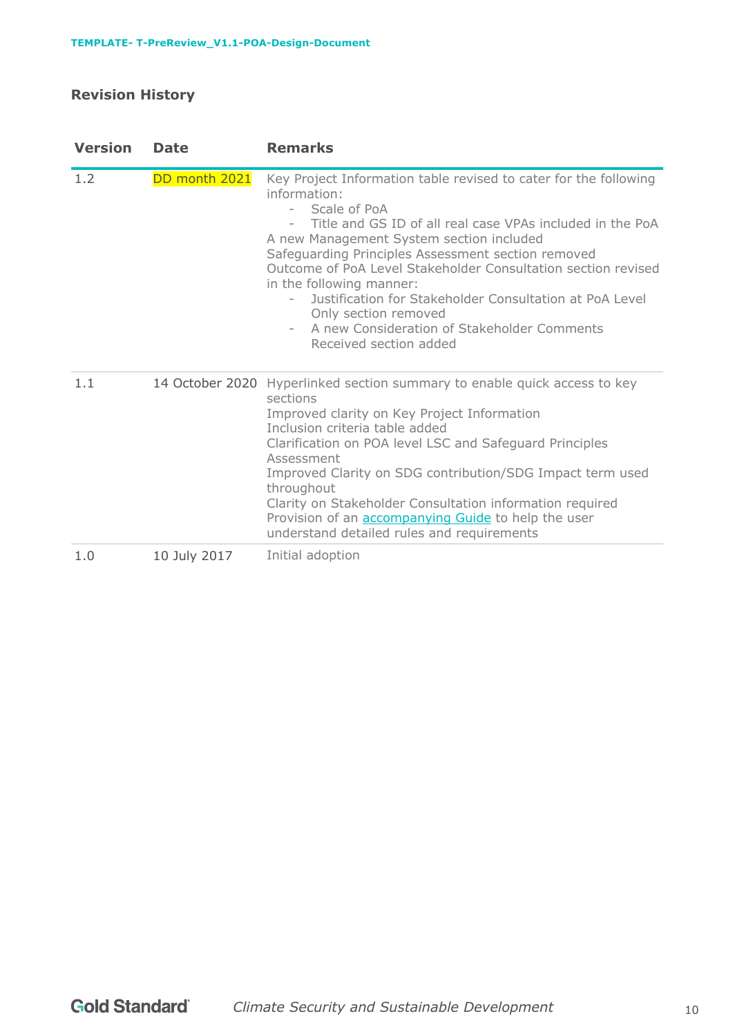## Revision History

| Version | Date | Remarks |
|---|---|---|
| 1.2 | DD month 2021 | Key Project Information table revised to cater for the following information:<br>- Scale of PoA<br>- Title and GS ID of all real case VPAs included in the PoA<br>A new Management System section included<br>Safeguarding Principles Assessment section removed<br>Outcome of PoA Level Stakeholder Consultation section revised in the following manner:<br>- Justification for Stakeholder Consultation at PoA Level Only section removed<br>- A new Consideration of Stakeholder Comments Received section added |
| 1.1 | 14 October 2020 | Hyperlinked section summary to enable quick access to key sections<br>Improved clarity on Key Project Information<br>Inclusion criteria table added<br>Clarification on POA level LSC and Safeguard Principles Assessment<br>Improved Clarity on SDG contribution/SDG Impact term used throughout<br>Clarity on Stakeholder Consultation information required<br>Provision of an accompanying Guide to help the user understand detailed rules and requirements |
| 1.0 | 10 July 2017 | Initial adoption |